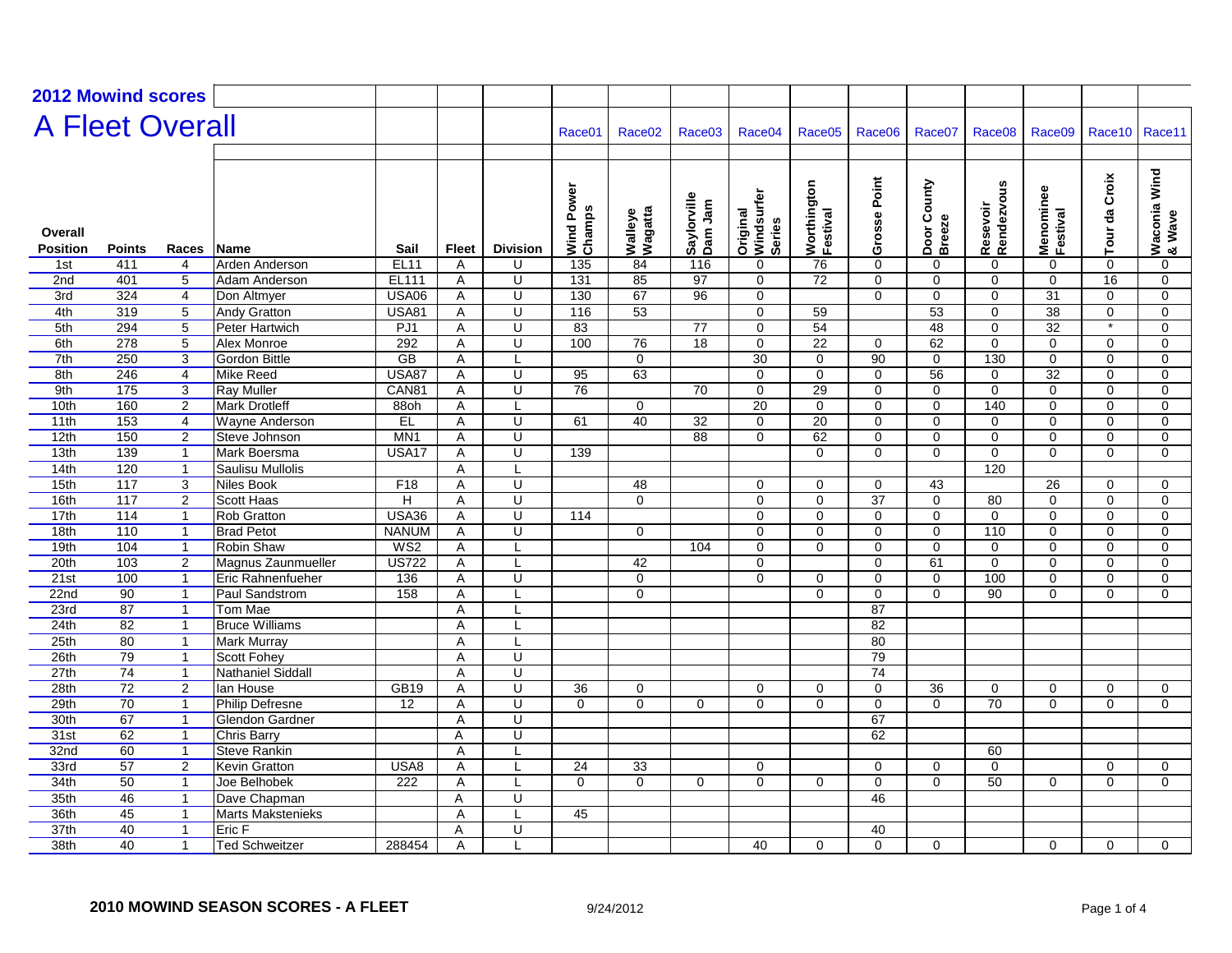# 2012 Mowind scores

## A Fleet Overall

| Overall Position | Points | Races | Name | Sail | Fleet | Division | Race01 Wind Power Champs | Race02 Walleye Wagatta | Race03 Saylorville Dam Jam | Race04 Original Windsurfer Series | Race05 Worthington Festival | Race06 Grosse Point | Race07 Door County Breeze | Race08 Resevoir Rendezvous | Race09 Menominee Festival | Race10 Tour da Croix | Race11 Waconia Wind & Wave |
|---|---|---|---|---|---|---|---|---|---|---|---|---|---|---|---|---|---|
| 1st | 411 | 4 | Arden Anderson | EL11 | A | U | 135 | 84 | 116 | 0 | 76 | 0 | 0 | 0 | 0 | 0 | 0 |
| 2nd | 401 | 5 | Adam Anderson | EL111 | A | U | 131 | 85 | 97 | 0 | 72 | 0 | 0 | 0 | 0 | 16 | 0 |
| 3rd | 324 | 4 | Don Altmyer | USA06 | A | U | 130 | 67 | 96 | 0 | | 0 | 0 | 0 | 31 | 0 | 0 |
| 4th | 319 | 5 | Andy Gratton | USA81 | A | U | 116 | 53 | | 0 | 59 | | 53 | 0 | 38 | 0 | 0 |
| 5th | 294 | 5 | Peter Hartwich | PJ1 | A | U | 83 | | 77 | 0 | 54 | | 48 | 0 | 32 | * | 0 |
| 6th | 278 | 5 | Alex Monroe | 292 | A | U | 100 | 76 | 18 | 0 | 22 | 0 | 62 | 0 | 0 | 0 | 0 |
| 7th | 250 | 3 | Gordon Bittle | GB | A | L | | 0 | | 30 | 0 | 90 | 0 | 130 | 0 | 0 | 0 |
| 8th | 246 | 4 | Mike Reed | USA87 | A | U | 95 | 63 | | 0 | 0 | 0 | 56 | 0 | 32 | 0 | 0 |
| 9th | 175 | 3 | Ray Muller | CAN81 | A | U | 76 | | 70 | 0 | 29 | 0 | 0 | 0 | 0 | 0 | 0 |
| 10th | 160 | 2 | Mark Drotleff | 88oh | A | L | | 0 | | 20 | 0 | 0 | 0 | 140 | 0 | 0 | 0 |
| 11th | 153 | 4 | Wayne Anderson | EL | A | U | 61 | 40 | 32 | 0 | 20 | 0 | 0 | 0 | 0 | 0 | 0 |
| 12th | 150 | 2 | Steve Johnson | MN1 | A | U | | | 88 | 0 | 62 | 0 | 0 | 0 | 0 | 0 | 0 |
| 13th | 139 | 1 | Mark Boersma | USA17 | A | U | 139 | | | | 0 | 0 | 0 | 0 | 0 | 0 | 0 |
| 14th | 120 | 1 | Saulisu Mullolis | | A | L | | | | | | | | 120 | | | |
| 15th | 117 | 3 | Niles Book | F18 | A | U | | 48 | | 0 | 0 | 0 | 43 | | 26 | 0 | 0 |
| 16th | 117 | 2 | Scott Haas | H | A | U | | 0 | | 0 | 0 | 37 | 0 | 80 | 0 | 0 | 0 |
| 17th | 114 | 1 | Rob Gratton | USA36 | A | U | 114 | | | 0 | 0 | 0 | 0 | 0 | 0 | 0 | 0 |
| 18th | 110 | 1 | Brad Petot | NANUM | A | U | | 0 | | 0 | 0 | 0 | 0 | 110 | 0 | 0 | 0 |
| 19th | 104 | 1 | Robin Shaw | WS2 | A | L | | | 104 | 0 | 0 | 0 | 0 | 0 | 0 | 0 | 0 |
| 20th | 103 | 2 | Magnus Zaunmueller | US722 | A | L | | 42 | | 0 | | 0 | 61 | 0 | 0 | 0 | 0 |
| 21st | 100 | 1 | Eric Rahnenfueher | 136 | A | U | | 0 | | 0 | 0 | 0 | 0 | 100 | 0 | 0 | 0 |
| 22nd | 90 | 1 | Paul Sandstrom | 158 | A | L | | 0 | | | 0 | 0 | 0 | 90 | 0 | 0 | 0 |
| 23rd | 87 | 1 | Tom Mae | | A | L | | | | | | 87 | | | | | |
| 24th | 82 | 1 | Bruce Williams | | A | L | | | | | | 82 | | | | | |
| 25th | 80 | 1 | Mark Murray | | A | L | | | | | | 80 | | | | | |
| 26th | 79 | 1 | Scott Fohey | | A | U | | | | | | 79 | | | | | |
| 27th | 74 | 1 | Nathaniel Siddall | | A | U | | | | | | 74 | | | | | |
| 28th | 72 | 2 | Ian House | GB19 | A | U | 36 | 0 | | 0 | 0 | 0 | 36 | 0 | 0 | 0 | 0 |
| 29th | 70 | 1 | Philip Defresne | 12 | A | U | 0 | 0 | 0 | 0 | 0 | 0 | 0 | 70 | 0 | 0 | 0 |
| 30th | 67 | 1 | Glendon Gardner | | A | U | | | | | | 67 | | | | | |
| 31st | 62 | 1 | Chris Barry | | A | U | | | | | | 62 | | | | | |
| 32nd | 60 | 1 | Steve Rankin | | A | L | | | | | | | | 60 | | | |
| 33rd | 57 | 2 | Kevin Gratton | USA8 | A | L | 24 | 33 | | 0 | | 0 | 0 | 0 | | 0 | 0 |
| 34th | 50 | 1 | Joe Belhobek | 222 | A | L | 0 | 0 | 0 | 0 | 0 | 0 | 0 | 50 | 0 | 0 | 0 |
| 35th | 46 | 1 | Dave Chapman | | A | U | | | | | | 46 | | | | | |
| 36th | 45 | 1 | Marts Makstenieks | | A | L | 45 | | | | | | | | | | |
| 37th | 40 | 1 | Eric F | | A | U | | | | | | 40 | | | | | |
| 38th | 40 | 1 | Ted Schweitzer | 288454 | A | L | | | | 40 | 0 | 0 | 0 | | 0 | 0 | 0 |

**2010 MOWIND SEASON SCORES - A FLEET** 9/24/2012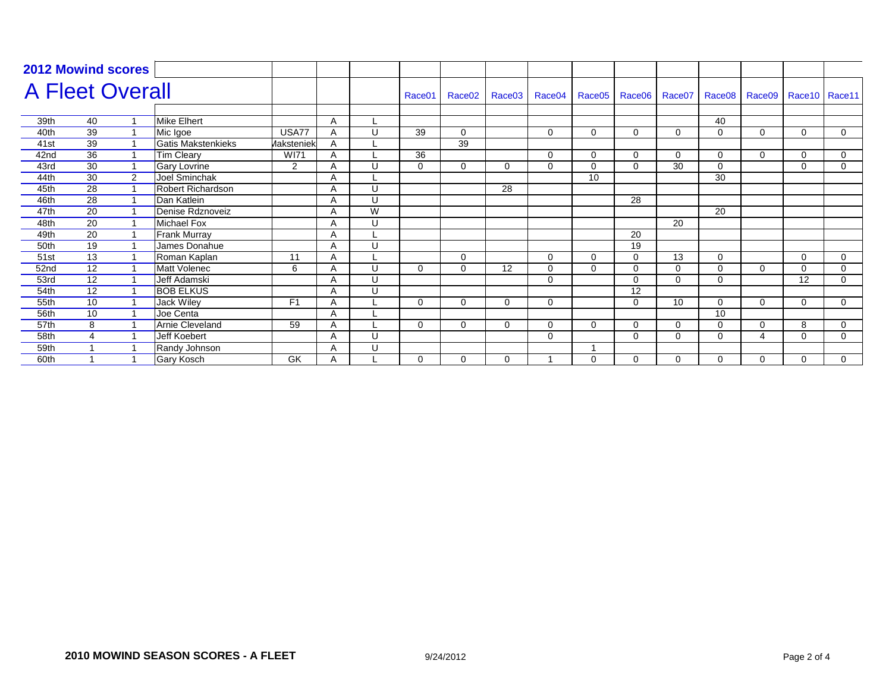## 2012 Mowind scores

# A Fleet Overall

| | | | | | | | Race01 | Race02 | Race03 | Race04 | Race05 | Race06 | Race07 | Race08 | Race09 | Race10 | Race11 |
|---|---|---|---|---|---|---|---|---|---|---|---|---|---|---|---|---|---|
| 39th | 40 | 1 | Mike Elhert | | A | L | | | | | | | | 40 | | | |
| 40th | 39 | 1 | Mic Igoe | USA77 | A | U | 39 | 0 | | 0 | 0 | 0 | 0 | 0 | 0 | 0 | 0 |
| 41st | 39 | 1 | Gatis Makstenkieks | Maksteniek | A | L | | 39 | | | | | | | | | |
| 42nd | 36 | 1 | Tim Cleary | WI71 | A | L | 36 | | | 0 | 0 | 0 | 0 | 0 | 0 | 0 | 0 |
| 43rd | 30 | 1 | Gary Lovrine | 2 | A | U | 0 | 0 | 0 | 0 | 0 | 0 | 30 | 0 | | 0 | 0 |
| 44th | 30 | 2 | Joel Sminchak | | A | L | | | | | 10 | | | 30 | | | |
| 45th | 28 | 1 | Robert Richardson | | A | U | | | 28 | | | | | | | | |
| 46th | 28 | 1 | Dan Katlein | | A | U | | | | | | 28 | | | | | |
| 47th | 20 | 1 | Denise Rdznoveiz | | A | W | | | | | | | | 20 | | | |
| 48th | 20 | 1 | Michael Fox | | A | U | | | | | | | 20 | | | | |
| 49th | 20 | 1 | Frank Murray | | A | L | | | | | | 20 | | | | | |
| 50th | 19 | 1 | James Donahue | | A | U | | | | | | 19 | | | | | |
| 51st | 13 | 1 | Roman Kaplan | 11 | A | L | | 0 | | 0 | 0 | 0 | 13 | 0 | | 0 | 0 |
| 52nd | 12 | 1 | Matt Volenec | 6 | A | U | 0 | 0 | 12 | 0 | 0 | 0 | 0 | 0 | 0 | 0 | 0 |
| 53rd | 12 | 1 | Jeff Adamski | | A | U | | | | 0 | | 0 | 0 | 0 | | 12 | 0 |
| 54th | 12 | 1 | BOB ELKUS | | A | U | | | | | | 12 | | | | | |
| 55th | 10 | 1 | Jack Wiley | F1 | A | L | 0 | 0 | 0 | 0 | | 0 | 10 | 0 | 0 | 0 | 0 |
| 56th | 10 | 1 | Joe Centa | | A | L | | | | | | | | 10 | | | |
| 57th | 8 | 1 | Arnie Cleveland | 59 | A | L | 0 | 0 | 0 | 0 | 0 | 0 | 0 | 0 | 0 | 8 | 0 |
| 58th | 4 | 1 | Jeff Koebert | | A | U | | | | 0 | | 0 | 0 | 0 | 4 | 0 | 0 |
| 59th | 1 | 1 | Randy Johnson | | A | U | | | | | 1 | | | | | | |
| 60th | 1 | 1 | Gary Kosch | GK | A | L | 0 | 0 | 0 | 1 | 0 | 0 | 0 | 0 | 0 | 0 | 0 |

**2010 MOWIND SEASON SCORES - A FLEET** 9/24/2012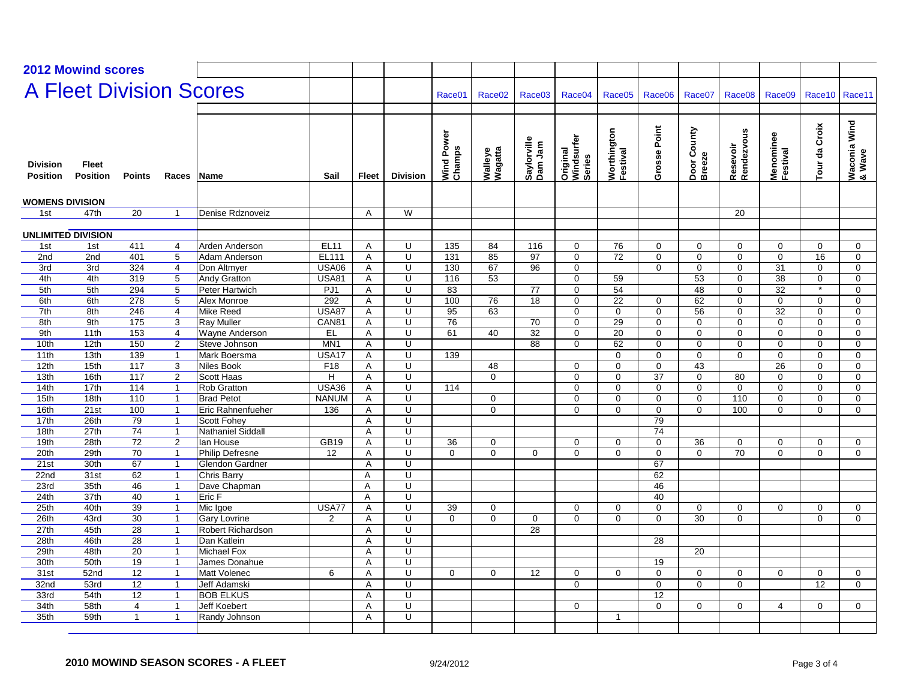## 2012 Mowind scores

# A Fleet Division Scores

| Division Position | Fleet Position | Points | Races | Name | Sail | Fleet | Division | Race01 Wind Power Champs | Race02 Walleye Wagatta | Race03 Saylorville Dam Jam | Race04 Original Windsurfer Series | Race05 Worthington Festival | Race06 Grosse Point | Race07 Door County Breeze | Race08 Resevoir Rendezvous | Race09 Menominee Festival | Race10 Tour da Croix | Race11 Waconia Wind & Wave |
|---|---|---|---|---|---|---|---|---|---|---|---|---|---|---|---|---|---|---|
| **WOMENS DIVISION** | | | | | | | | | | | | | | | | | | |
| 1st | 47th | 20 | 1 | Denise Rdznoveiz | | A | W | | | | | | | | 20 | | | |
| **UNLIMITED DIVISION** | | | | | | | | | | | | | | | | | | |
| 1st | 1st | 411 | 4 | Arden Anderson | EL11 | A | U | 135 | 84 | 116 | 0 | 76 | 0 | 0 | 0 | 0 | 0 | 0 |
| 2nd | 2nd | 401 | 5 | Adam Anderson | EL111 | A | U | 131 | 85 | 97 | 0 | 72 | 0 | 0 | 0 | 0 | 16 | 0 |
| 3rd | 3rd | 324 | 4 | Don Altmyer | USA06 | A | U | 130 | 67 | 96 | 0 | | 0 | 0 | 0 | 31 | 0 | 0 |
| 4th | 4th | 319 | 5 | Andy Gratton | USA81 | A | U | 116 | 53 | | 0 | 59 | | 53 | 0 | 38 | 0 | 0 |
| 5th | 5th | 294 | 5 | Peter Hartwich | PJ1 | A | U | 83 | | 77 | 0 | 54 | | 48 | 0 | 32 | * | 0 |
| 6th | 6th | 278 | 5 | Alex Monroe | 292 | A | U | 100 | 76 | 18 | 0 | 22 | 0 | 62 | 0 | 0 | 0 | 0 |
| 7th | 8th | 246 | 4 | Mike Reed | USA87 | A | U | 95 | 63 | | 0 | 0 | 0 | 56 | 0 | 32 | 0 | 0 |
| 8th | 9th | 175 | 3 | Ray Muller | CAN81 | A | U | 76 | | 70 | 0 | 29 | 0 | 0 | 0 | 0 | 0 | 0 |
| 9th | 11th | 153 | 4 | Wayne Anderson | EL | A | U | 61 | 40 | 32 | 0 | 20 | 0 | 0 | 0 | 0 | 0 | 0 |
| 10th | 12th | 150 | 2 | Steve Johnson | MN1 | A | U | | | 88 | 0 | 62 | 0 | 0 | 0 | 0 | 0 | 0 |
| 11th | 13th | 139 | 1 | Mark Boersma | USA17 | A | U | 139 | | | | 0 | 0 | 0 | 0 | 0 | 0 | 0 |
| 12th | 15th | 117 | 3 | Niles Book | F18 | A | U | | 48 | | 0 | 0 | 0 | 43 | | 26 | 0 | 0 |
| 13th | 16th | 117 | 2 | Scott Haas | H | A | U | | 0 | | 0 | 0 | 37 | 0 | 80 | 0 | 0 | 0 |
| 14th | 17th | 114 | 1 | Rob Gratton | USA36 | A | U | 114 | | | 0 | 0 | 0 | 0 | 0 | 0 | 0 | 0 |
| 15th | 18th | 110 | 1 | Brad Petot | NANUM | A | U | | 0 | | 0 | 0 | 0 | 0 | 110 | 0 | 0 | 0 |
| 16th | 21st | 100 | 1 | Eric Rahnenfueher | 136 | A | U | | 0 | | 0 | 0 | 0 | 0 | 100 | 0 | 0 | 0 |
| 17th | 26th | 79 | 1 | Scott Fohey | | A | U | | | | | | 79 | | | | | |
| 18th | 27th | 74 | 1 | Nathaniel Siddall | | A | U | | | | | | 74 | | | | | |
| 19th | 28th | 72 | 2 | Ian House | GB19 | A | U | 36 | 0 | | 0 | 0 | 0 | 36 | 0 | 0 | 0 | 0 |
| 20th | 29th | 70 | 1 | Philip Defresne | 12 | A | U | 0 | 0 | 0 | 0 | 0 | 0 | 0 | 70 | 0 | 0 | 0 |
| 21st | 30th | 67 | 1 | Glendon Gardner | | A | U | | | | | | 67 | | | | | |
| 22nd | 31st | 62 | 1 | Chris Barry | | A | U | | | | | | 62 | | | | | |
| 23rd | 35th | 46 | 1 | Dave Chapman | | A | U | | | | | | 46 | | | | | |
| 24th | 37th | 40 | 1 | Eric F | | A | U | | | | | | 40 | | | | | |
| 25th | 40th | 39 | 1 | Mic Igoe | USA77 | A | U | 39 | 0 | | 0 | 0 | 0 | 0 | 0 | 0 | 0 | 0 |
| 26th | 43rd | 30 | 1 | Gary Lovrine | 2 | A | U | 0 | 0 | 0 | 0 | 0 | 0 | 30 | 0 | | 0 | 0 |
| 27th | 45th | 28 | 1 | Robert Richardson | | A | U | | | 28 | | | | | | | | |
| 28th | 46th | 28 | 1 | Dan Katlein | | A | U | | | | | | 28 | | | | | |
| 29th | 48th | 20 | 1 | Michael Fox | | A | U | | | | | | | 20 | | | | |
| 30th | 50th | 19 | 1 | James Donahue | | A | U | | | | | | 19 | | | | | |
| 31st | 52nd | 12 | 1 | Matt Volenec | 6 | A | U | 0 | 0 | 12 | 0 | 0 | 0 | 0 | 0 | 0 | 0 | 0 |
| 32nd | 53rd | 12 | 1 | Jeff Adamski | | A | U | | | | 0 | | 0 | 0 | 0 | | 12 | 0 |
| 33rd | 54th | 12 | 1 | BOB ELKUS | | A | U | | | | | | 12 | | | | | |
| 34th | 58th | 4 | 1 | Jeff Koebert | | A | U | | | | 0 | | 0 | 0 | 0 | 4 | 0 | 0 |
| 35th | 59th | 1 | 1 | Randy Johnson | | A | U | | | | | 1 | | | | | | |

**2010 MOWIND SEASON SCORES - A FLEET** 9/24/2012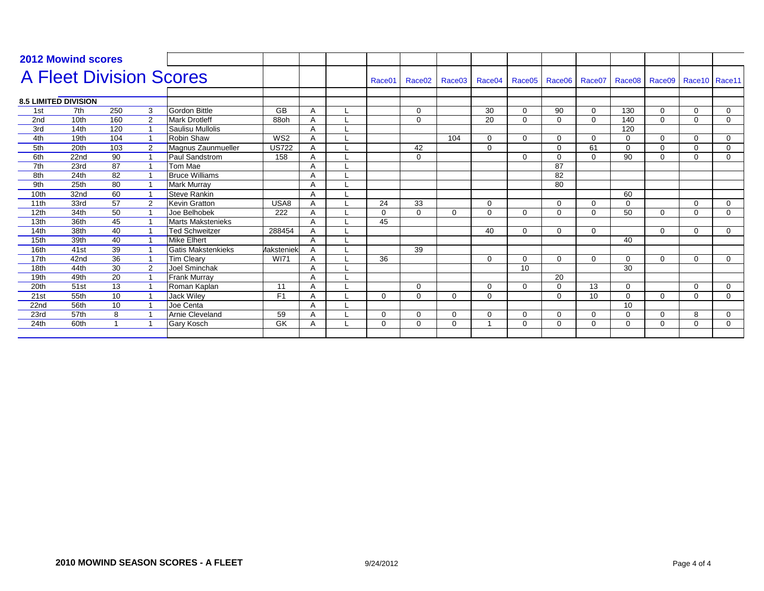**2012 Mowind scores**

# A Fleet Division Scores

**8.5 LIMITED DIVISION**

| | | | | | | | | Race01 | Race02 | Race03 | Race04 | Race05 | Race06 | Race07 | Race08 | Race09 | Race10 | Race11 |
|---|---|---|---|---|---|---|---|---|---|---|---|---|---|---|---|---|---|---|
| 1st | 7th | 250 | 3 | Gordon Bittle | GB | A | L | | 0 | | 30 | 0 | 90 | 0 | 130 | 0 | 0 | 0 |
| 2nd | 10th | 160 | 2 | Mark Drotleff | 88oh | A | L | | 0 | | 20 | 0 | 0 | 0 | 140 | 0 | 0 | 0 |
| 3rd | 14th | 120 | 1 | Saulisu Mullolis | | A | L | | | | | | | | 120 | | | |
| 4th | 19th | 104 | 1 | Robin Shaw | WS2 | A | L | | | 104 | 0 | 0 | 0 | 0 | 0 | 0 | 0 | 0 |
| 5th | 20th | 103 | 2 | Magnus Zaunmueller | US722 | A | L | | 42 | | 0 | | 0 | 61 | 0 | 0 | 0 | 0 |
| 6th | 22nd | 90 | 1 | Paul Sandstrom | 158 | A | L | | 0 | | | 0 | 0 | 0 | 90 | 0 | 0 | 0 |
| 7th | 23rd | 87 | 1 | Tom Mae | | A | L | | | | | | 87 | | | | | |
| 8th | 24th | 82 | 1 | Bruce Williams | | A | L | | | | | | 82 | | | | | |
| 9th | 25th | 80 | 1 | Mark Murray | | A | L | | | | | | 80 | | | | | |
| 10th | 32nd | 60 | 1 | Steve Rankin | | A | L | | | | | | | | 60 | | | |
| 11th | 33rd | 57 | 2 | Kevin Gratton | USA8 | A | L | 24 | 33 | | 0 | | 0 | 0 | 0 | | 0 | 0 |
| 12th | 34th | 50 | 1 | Joe Belhobek | 222 | A | L | 0 | 0 | 0 | 0 | 0 | 0 | 0 | 50 | 0 | 0 | 0 |
| 13th | 36th | 45 | 1 | Marts Makstenieks | | A | L | 45 | | | | | | | | | | |
| 14th | 38th | 40 | 1 | Ted Schweitzer | 288454 | A | L | | | | 40 | 0 | 0 | 0 | | 0 | 0 | 0 |
| 15th | 39th | 40 | 1 | Mike Elhert | | A | L | | | | | | | | 40 | | | |
| 16th | 41st | 39 | 1 | Gatis Makstenkieks | Maksteniek | A | L | | 39 | | | | | | | | | |
| 17th | 42nd | 36 | 1 | Tim Cleary | WI71 | A | L | 36 | | | 0 | 0 | 0 | 0 | 0 | 0 | 0 | 0 |
| 18th | 44th | 30 | 2 | Joel Sminchak | | A | L | | | | | 10 | | | 30 | | | |
| 19th | 49th | 20 | 1 | Frank Murray | | A | L | | | | | | 20 | | | | | |
| 20th | 51st | 13 | 1 | Roman Kaplan | 11 | A | L | | 0 | | 0 | 0 | 0 | 13 | 0 | | 0 | 0 |
| 21st | 55th | 10 | 1 | Jack Wiley | F1 | A | L | 0 | 0 | 0 | 0 | | 0 | 10 | 0 | 0 | 0 | 0 |
| 22nd | 56th | 10 | 1 | Joe Centa | | A | L | | | | | | | | 10 | | | |
| 23rd | 57th | 8 | 1 | Arnie Cleveland | 59 | A | L | 0 | 0 | 0 | 0 | 0 | 0 | 0 | 0 | 0 | 8 | 0 |
| 24th | 60th | 1 | 1 | Gary Kosch | GK | A | L | 0 | 0 | 0 | 1 | 0 | 0 | 0 | 0 | 0 | 0 | 0 |